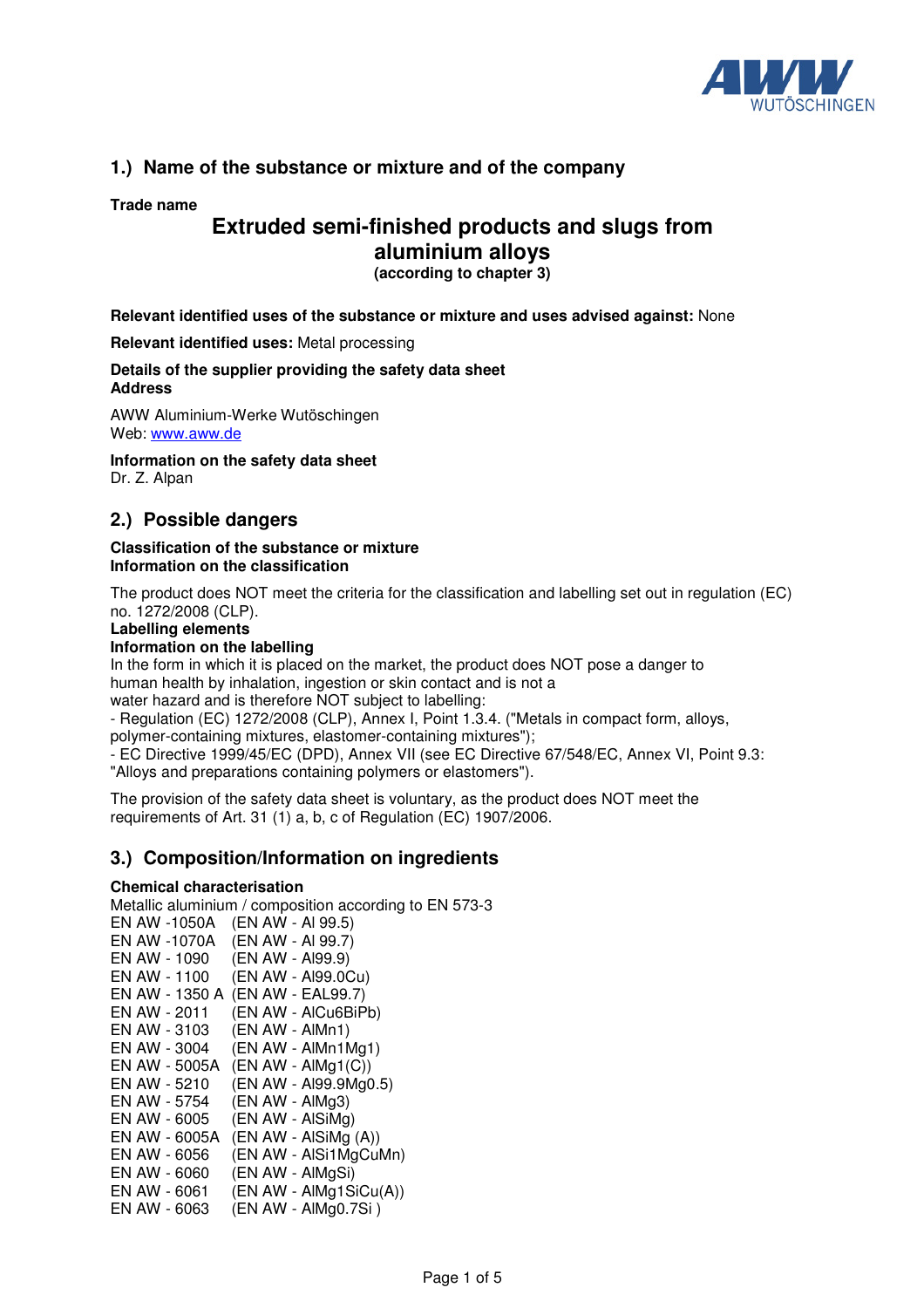## 1.) Name of the substance or mixture and of the company

**Trade name**

**Extruded semi-finished products and slugs from aluminium alloys**
**(according to chapter 3)**

**Relevant identified uses of the substance or mixture and uses advised against:** None

**Relevant identified uses:** Metal processing

**Details of the supplier providing the safety data sheet**
**Address**

AWW Aluminium-Werke Wutöschingen
Web: www.aww.de

**Information on the safety data sheet**
Dr. Z. Alpan

## 2.) Possible dangers

**Classification of the substance or mixture**
**Information on the classification**

The product does NOT meet the criteria for the classification and labelling set out in regulation (EC) no. 1272/2008 (CLP).

**Labelling elements**
**Information on the labelling**

In the form in which it is placed on the market, the product does NOT pose a danger to human health by inhalation, ingestion or skin contact and is not a water hazard and is therefore NOT subject to labelling:
- Regulation (EC) 1272/2008 (CLP), Annex I, Point 1.3.4. ("Metals in compact form, alloys, polymer-containing mixtures, elastomer-containing mixtures");
- EC Directive 1999/45/EC (DPD), Annex VII (see EC Directive 67/548/EC, Annex VI, Point 9.3: "Alloys and preparations containing polymers or elastomers").

The provision of the safety data sheet is voluntary, as the product does NOT meet the requirements of Art. 31 (1) a, b, c of Regulation (EC) 1907/2006.

## 3.) Composition/Information on ingredients

**Chemical characterisation**
Metallic aluminium / composition according to EN 573-3

EN AW -1050A (EN AW - Al 99.5)
EN AW -1070A (EN AW - Al 99.7)
EN AW - 1090 (EN AW - Al99.9)
EN AW - 1100 (EN AW - Al99.0Cu)
EN AW - 1350 A (EN AW - EAL99.7)
EN AW - 2011 (EN AW - AlCu6BiPb)
EN AW - 3103 (EN AW - AlMn1)
EN AW - 3004 (EN AW - AlMn1Mg1)
EN AW - 5005A (EN AW - AlMg1(C))
EN AW - 5210 (EN AW - Al99.9Mg0.5)
EN AW - 5754 (EN AW - AlMg3)
EN AW - 6005 (EN AW - AlSiMg)
EN AW - 6005A (EN AW - AlSiMg (A))
EN AW - 6056 (EN AW - AlSi1MgCuMn)
EN AW - 6060 (EN AW - AlMgSi)
EN AW - 6061 (EN AW - AlMg1SiCu(A))
EN AW - 6063 (EN AW - AlMg0.7Si )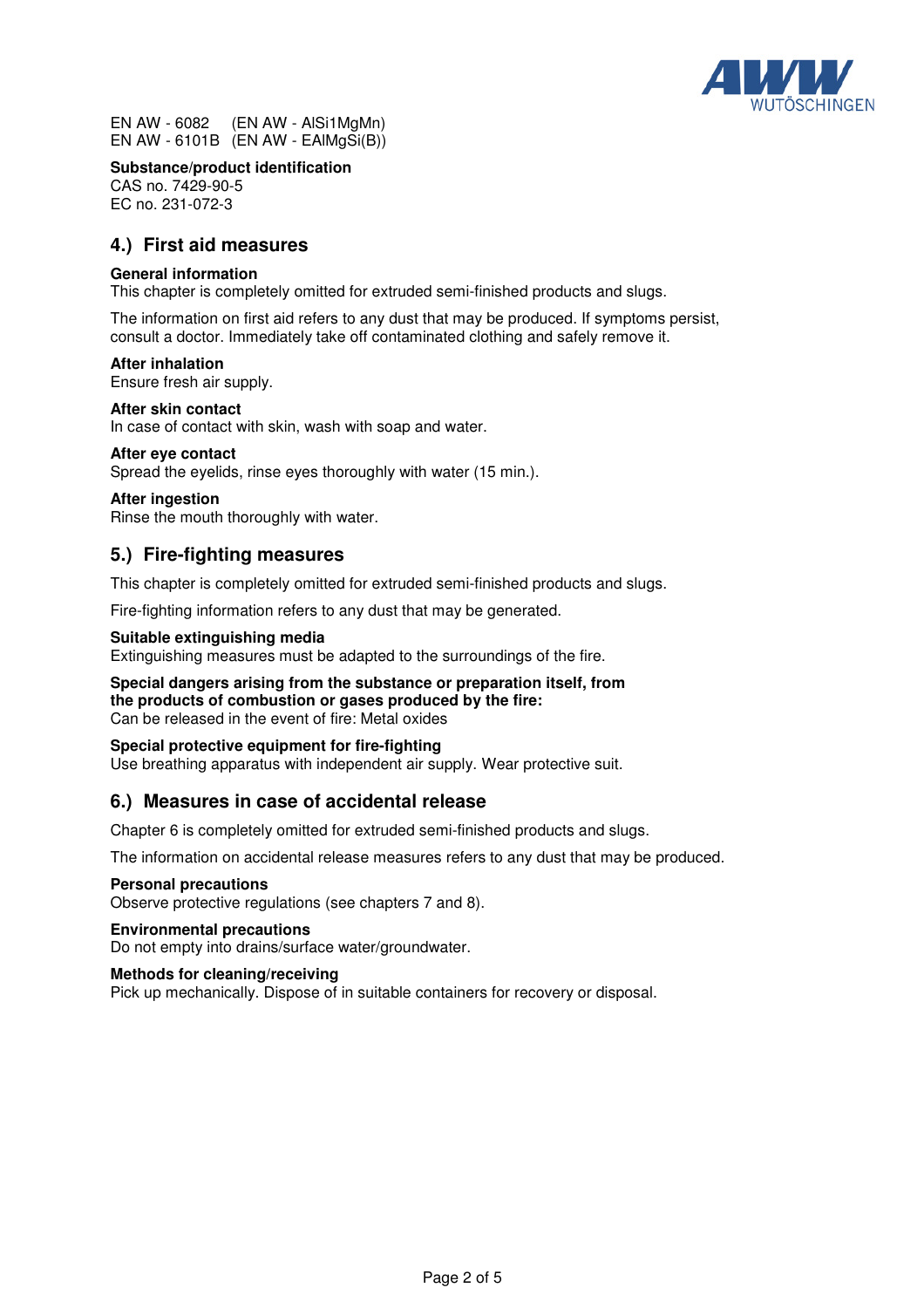EN AW - 6082 (EN AW - AlSi1MgMn)
EN AW - 6101B (EN AW - EAlMgSi(B))

**Substance/product identification**
CAS no. 7429-90-5
EC no. 231-072-3

## 4.) First aid measures

**General information**
This chapter is completely omitted for extruded semi-finished products and slugs.

The information on first aid refers to any dust that may be produced. If symptoms persist, consult a doctor. Immediately take off contaminated clothing and safely remove it.

**After inhalation**
Ensure fresh air supply.

**After skin contact**
In case of contact with skin, wash with soap and water.

**After eye contact**
Spread the eyelids, rinse eyes thoroughly with water (15 min.).

**After ingestion**
Rinse the mouth thoroughly with water.

## 5.) Fire-fighting measures

This chapter is completely omitted for extruded semi-finished products and slugs.

Fire-fighting information refers to any dust that may be generated.

**Suitable extinguishing media**
Extinguishing measures must be adapted to the surroundings of the fire.

**Special dangers arising from the substance or preparation itself, from the products of combustion or gases produced by the fire:**
Can be released in the event of fire: Metal oxides

**Special protective equipment for fire-fighting**
Use breathing apparatus with independent air supply. Wear protective suit.

## 6.) Measures in case of accidental release

Chapter 6 is completely omitted for extruded semi-finished products and slugs.

The information on accidental release measures refers to any dust that may be produced.

**Personal precautions**
Observe protective regulations (see chapters 7 and 8).

**Environmental precautions**
Do not empty into drains/surface water/groundwater.

**Methods for cleaning/receiving**
Pick up mechanically. Dispose of in suitable containers for recovery or disposal.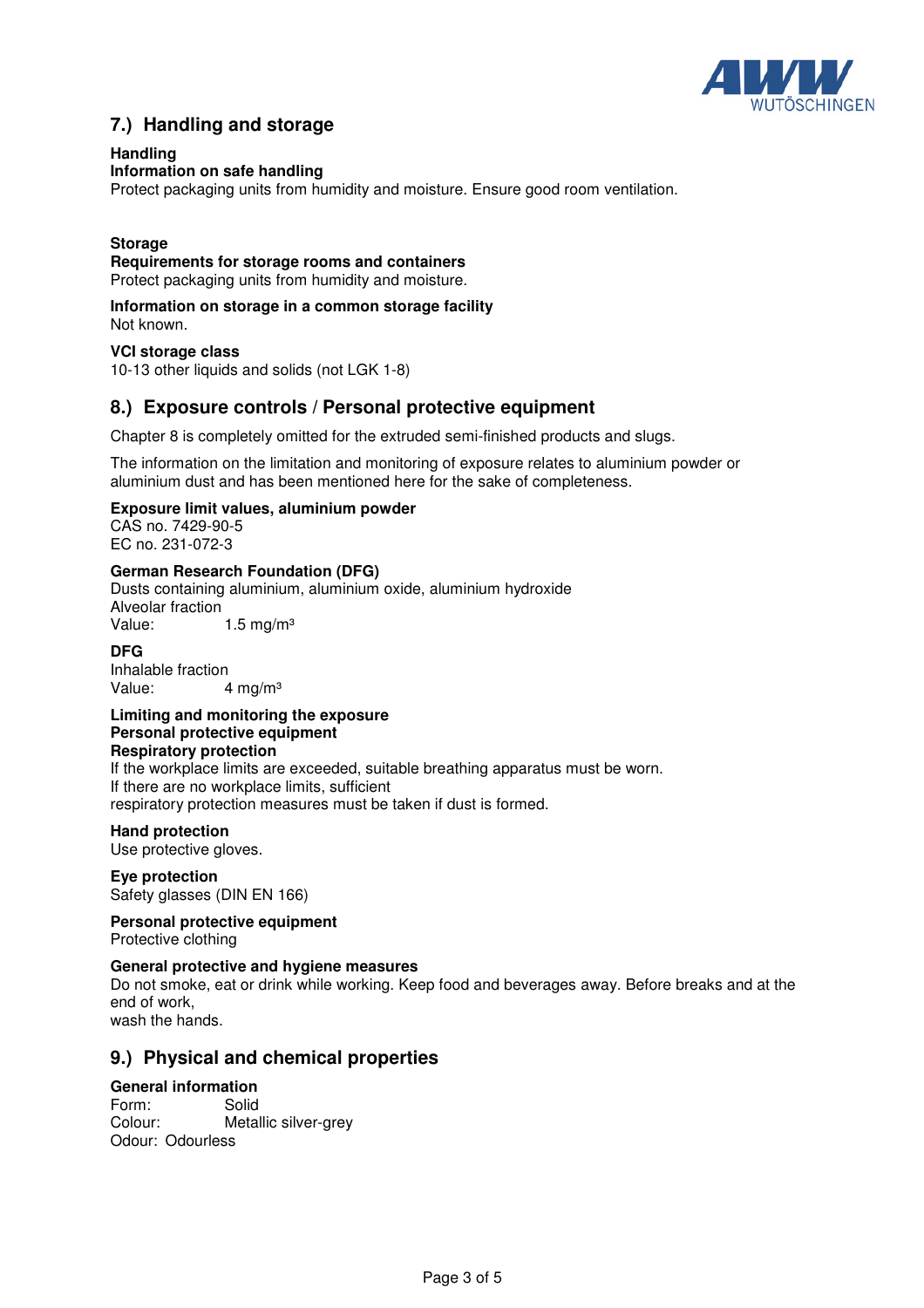## 7.) Handling and storage

**Handling**
**Information on safe handling**
Protect packaging units from humidity and moisture. Ensure good room ventilation.

**Storage**
**Requirements for storage rooms and containers**
Protect packaging units from humidity and moisture.

**Information on storage in a common storage facility**
Not known.

**VCI storage class**
10-13 other liquids and solids (not LGK 1-8)

## 8.) Exposure controls / Personal protective equipment

Chapter 8 is completely omitted for the extruded semi-finished products and slugs.

The information on the limitation and monitoring of exposure relates to aluminium powder or aluminium dust and has been mentioned here for the sake of completeness.

**Exposure limit values, aluminium powder**
CAS no. 7429-90-5
EC no. 231-072-3

**German Research Foundation (DFG)**
Dusts containing aluminium, aluminium oxide, aluminium hydroxide
Alveolar fraction
Value: 1.5 mg/m³

**DFG**
Inhalable fraction
Value: 4 mg/m³

**Limiting and monitoring the exposure**
**Personal protective equipment**
**Respiratory protection**
If the workplace limits are exceeded, suitable breathing apparatus must be worn.
If there are no workplace limits, sufficient
respiratory protection measures must be taken if dust is formed.

**Hand protection**
Use protective gloves.

**Eye protection**
Safety glasses (DIN EN 166)

**Personal protective equipment**
Protective clothing

**General protective and hygiene measures**
Do not smoke, eat or drink while working. Keep food and beverages away. Before breaks and at the end of work,
wash the hands.

## 9.) Physical and chemical properties

**General information**
Form: Solid
Colour: Metallic silver-grey
Odour: Odourless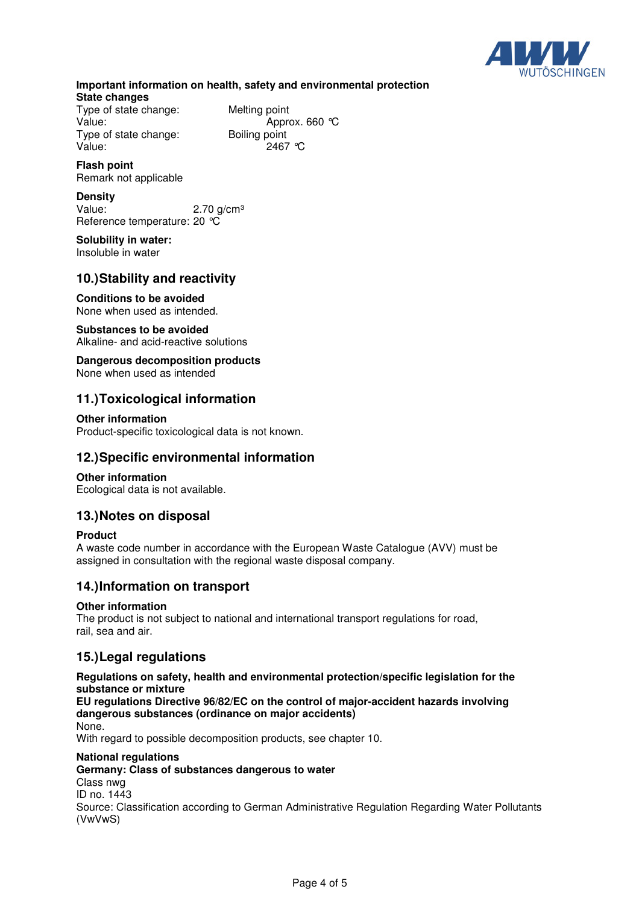**Important information on health, safety and environmental protection**

**State changes**

Type of state change: Melting point
Value: Approx. 660 °C
Type of state change: Boiling point
Value: 2467 °C

**Flash point**

Remark not applicable

**Density**

Value: 2.70 g/cm³
Reference temperature: 20 °C

**Solubility in water:**

Insoluble in water

## 10.)Stability and reactivity

**Conditions to be avoided**

None when used as intended.

**Substances to be avoided**

Alkaline- and acid-reactive solutions

**Dangerous decomposition products**

None when used as intended

## 11.)Toxicological information

**Other information**

Product-specific toxicological data is not known.

## 12.)Specific environmental information

**Other information**

Ecological data is not available.

## 13.)Notes on disposal

**Product**

A waste code number in accordance with the European Waste Catalogue (AVV) must be assigned in consultation with the regional waste disposal company.

## 14.)Information on transport

**Other information**

The product is not subject to national and international transport regulations for road, rail, sea and air.

## 15.)Legal regulations

**Regulations on safety, health and environmental protection/specific legislation for the substance or mixture**

**EU regulations Directive 96/82/EC on the control of major-accident hazards involving dangerous substances (ordinance on major accidents)**

None.

With regard to possible decomposition products, see chapter 10.

**National regulations**

**Germany: Class of substances dangerous to water**

Class nwg
ID no. 1443
Source: Classification according to German Administrative Regulation Regarding Water Pollutants (VwVwS)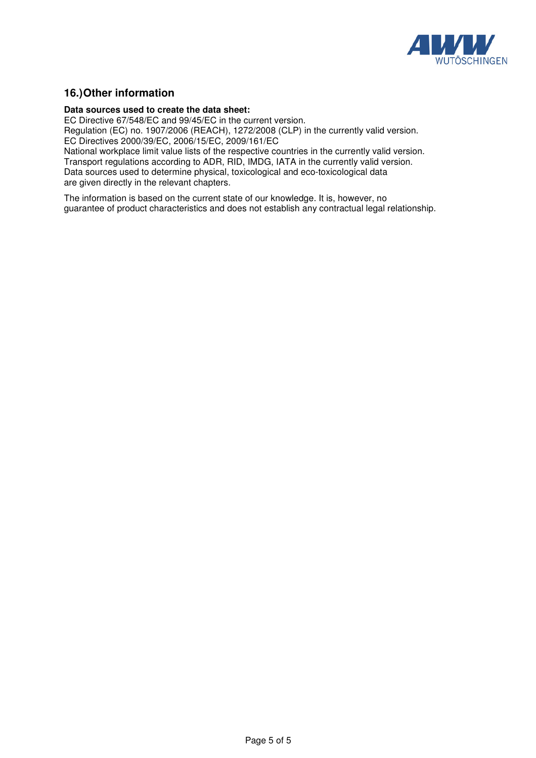## 16.) Other information

**Data sources used to create the data sheet:**
EC Directive 67/548/EC and 99/45/EC in the current version.
Regulation (EC) no. 1907/2006 (REACH), 1272/2008 (CLP) in the currently valid version.
EC Directives 2000/39/EC, 2006/15/EC, 2009/161/EC
National workplace limit value lists of the respective countries in the currently valid version.
Transport regulations according to ADR, RID, IMDG, IATA in the currently valid version.
Data sources used to determine physical, toxicological and eco-toxicological data
are given directly in the relevant chapters.

The information is based on the current state of our knowledge. It is, however, no
guarantee of product characteristics and does not establish any contractual legal relationship.